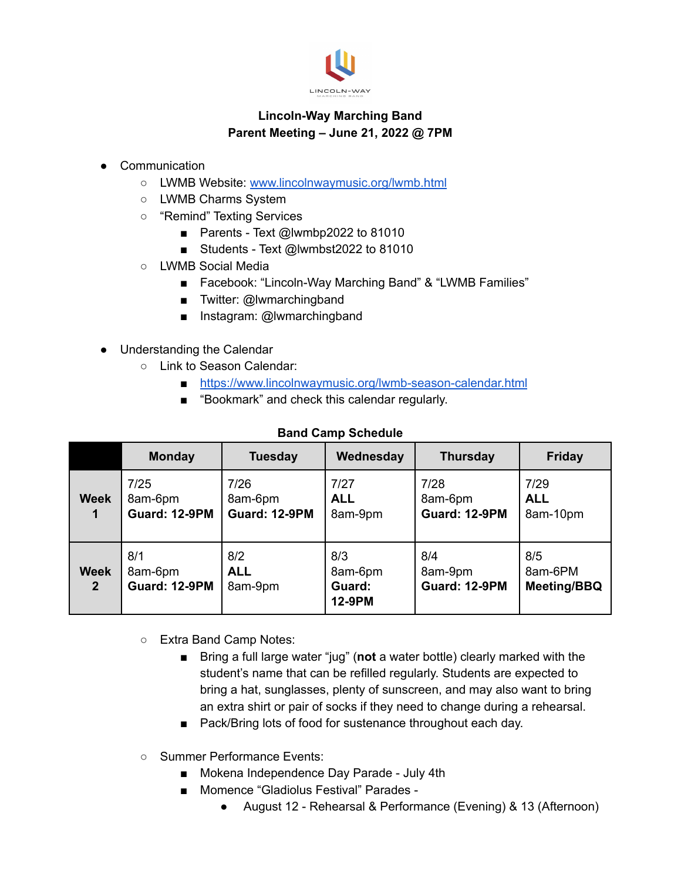# Lincoln-Way Marching Band
## Parent Meeting – June 21, 2022 @ 7PM

- Communication
  - LWMB Website: [www.lincolnwaymusic.org/lwmb.html](www.lincolnwaymusic.org/lwmb.html)
  - LWMB Charms System
  - "Remind" Texting Services
    - Parents - Text @lwmbp2022 to 81010
    - Students - Text @lwmbst2022 to 81010
  - LWMB Social Media
    - Facebook: "Lincoln-Way Marching Band" & "LWMB Families"
    - Twitter: @lwmarchingband
    - Instagram: @lwmarchingband

- Understanding the Calendar
  - Link to Season Calendar:
    - [https://www.lincolnwaymusic.org/lwmb-season-calendar.html](https://www.lincolnwaymusic.org/lwmb-season-calendar.html)
    - "Bookmark" and check this calendar regularly.

**Band Camp Schedule**

| | Monday | Tuesday | Wednesday | Thursday | Friday |
|---|---|---|---|---|---|
| **Week 1** | 7/25<br>8am-6pm<br>**Guard: 12-9PM** | 7/26<br>8am-6pm<br>**Guard: 12-9PM** | 7/27<br>**ALL**<br>8am-9pm | 7/28<br>8am-6pm<br>**Guard: 12-9PM** | 7/29<br>**ALL**<br>8am-10pm |
| **Week 2** | 8/1<br>8am-6pm<br>**Guard: 12-9PM** | 8/2<br>**ALL**<br>8am-9pm | 8/3<br>8am-6pm<br>**Guard: 12-9PM** | 8/4<br>8am-9pm<br>**Guard: 12-9PM** | 8/5<br>8am-6PM<br>**Meeting/BBQ** |

  - Extra Band Camp Notes:
    - Bring a full large water "jug" (**not** a water bottle) clearly marked with the student's name that can be refilled regularly. Students are expected to bring a hat, sunglasses, plenty of sunscreen, and may also want to bring an extra shirt or pair of socks if they need to change during a rehearsal.
    - Pack/Bring lots of food for sustenance throughout each day.

  - Summer Performance Events:
    - Mokena Independence Day Parade - July 4th
    - Momence "Gladiolus Festival" Parades -
      - August 12 - Rehearsal & Performance (Evening) & 13 (Afternoon)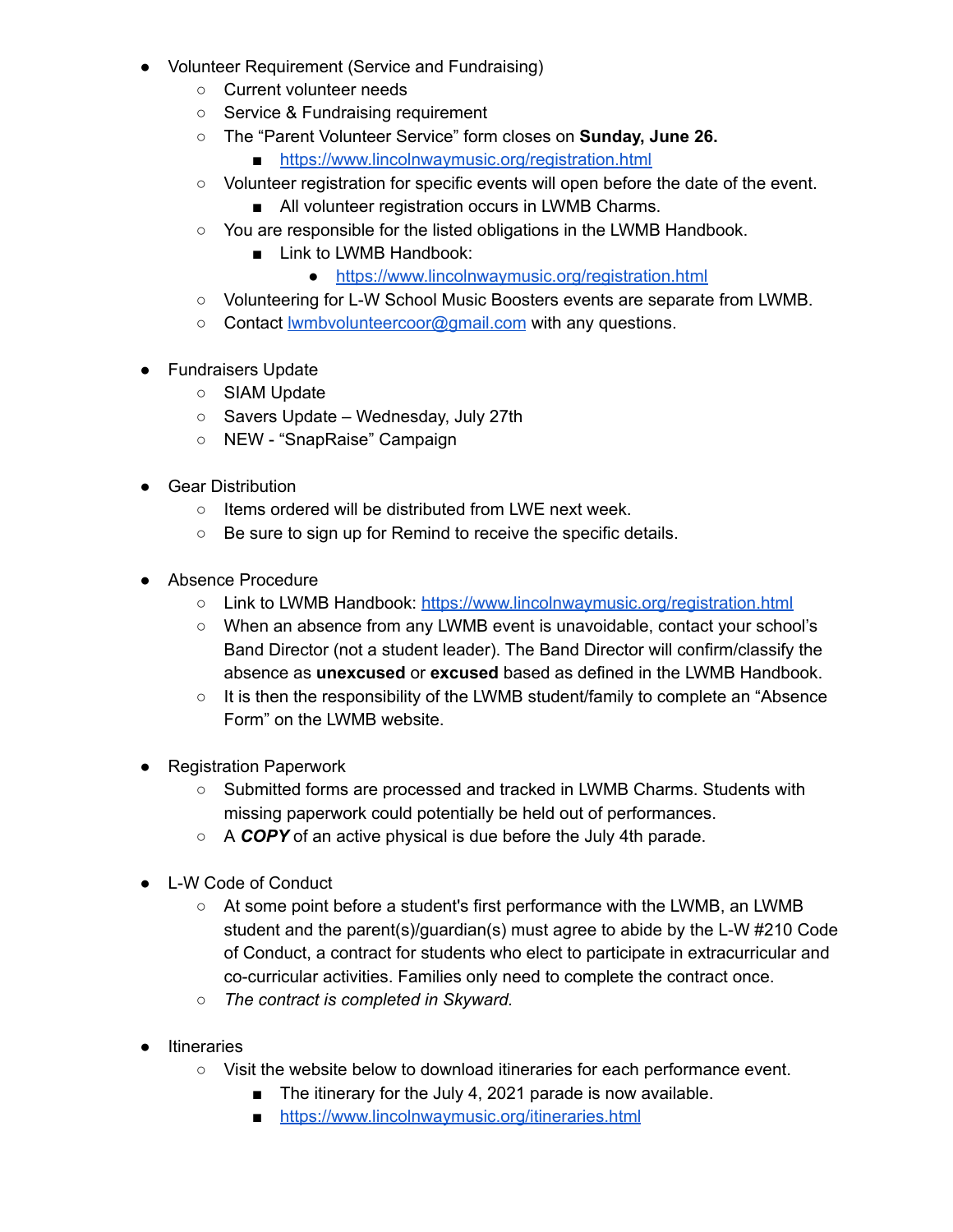- Volunteer Requirement (Service and Fundraising)
  - Current volunteer needs
  - Service & Fundraising requirement
  - The "Parent Volunteer Service" form closes on **Sunday, June 26.**
    - [https://www.lincolnwaymusic.org/registration.html](https://www.lincolnwaymusic.org/registration.html)
  - Volunteer registration for specific events will open before the date of the event.
    - All volunteer registration occurs in LWMB Charms.
  - You are responsible for the listed obligations in the LWMB Handbook.
    - Link to LWMB Handbook:
      - [https://www.lincolnwaymusic.org/registration.html](https://www.lincolnwaymusic.org/registration.html)
  - Volunteering for L-W School Music Boosters events are separate from LWMB.
  - Contact [lwmbvolunteercoor@gmail.com](mailto:lwmbvolunteercoor@gmail.com) with any questions.

- Fundraisers Update
  - SIAM Update
  - Savers Update – Wednesday, July 27th
  - NEW - "SnapRaise" Campaign

- Gear Distribution
  - Items ordered will be distributed from LWE next week.
  - Be sure to sign up for Remind to receive the specific details.

- Absence Procedure
  - Link to LWMB Handbook: [https://www.lincolnwaymusic.org/registration.html](https://www.lincolnwaymusic.org/registration.html)
  - When an absence from any LWMB event is unavoidable, contact your school's Band Director (not a student leader). The Band Director will confirm/classify the absence as **unexcused** or **excused** based as defined in the LWMB Handbook.
  - It is then the responsibility of the LWMB student/family to complete an "Absence Form" on the LWMB website.

- Registration Paperwork
  - Submitted forms are processed and tracked in LWMB Charms. Students with missing paperwork could potentially be held out of performances.
  - A ***COPY*** of an active physical is due before the July 4th parade.

- L-W Code of Conduct
  - At some point before a student's first performance with the LWMB, an LWMB student and the parent(s)/guardian(s) must agree to abide by the L-W #210 Code of Conduct, a contract for students who elect to participate in extracurricular and co-curricular activities. Families only need to complete the contract once.
  - *The contract is completed in Skyward.*

- Itineraries
  - Visit the website below to download itineraries for each performance event.
    - The itinerary for the July 4, 2021 parade is now available.
    - [https://www.lincolnwaymusic.org/itineraries.html](https://www.lincolnwaymusic.org/itineraries.html)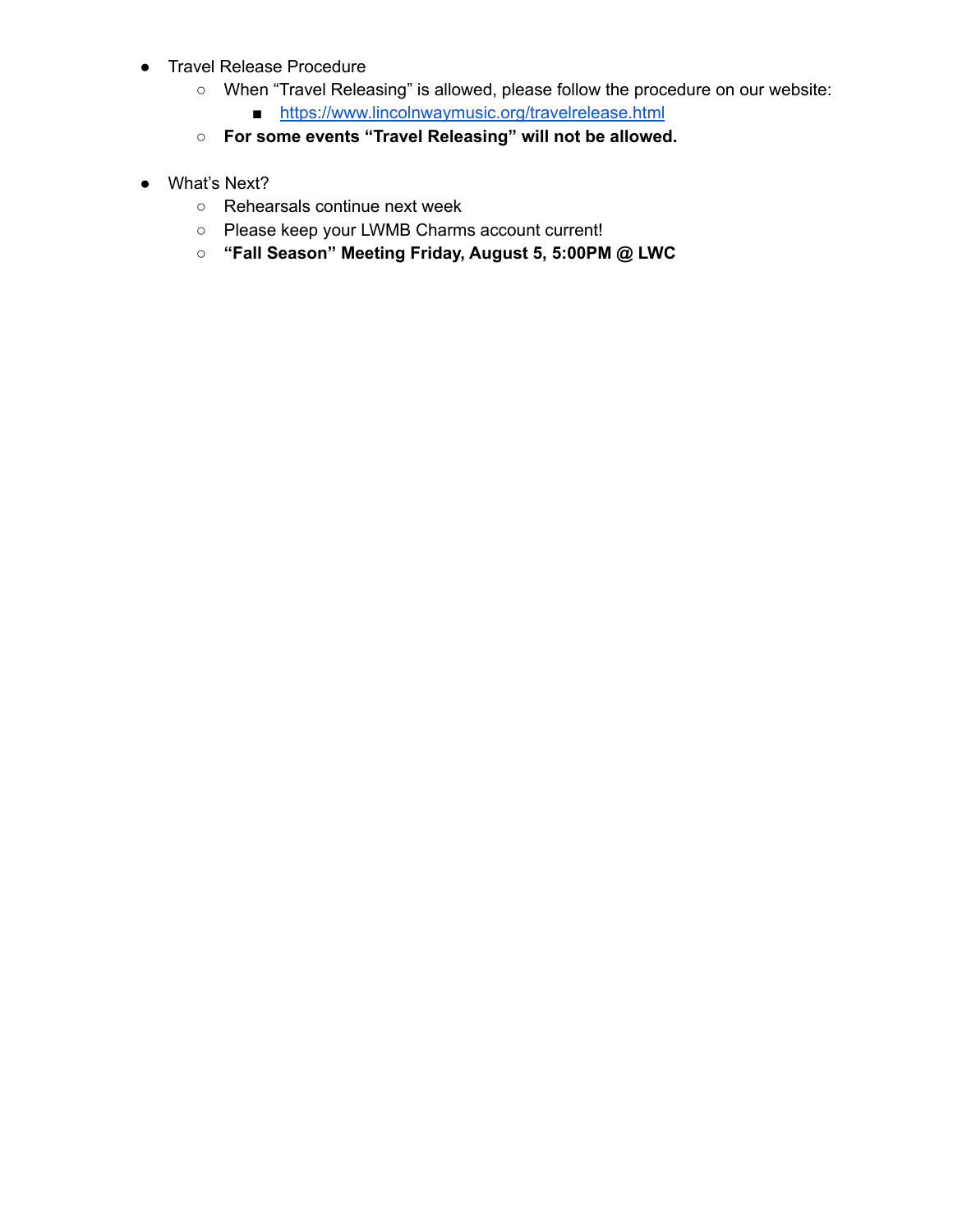- Travel Release Procedure
  - When "Travel Releasing" is allowed, please follow the procedure on our website:
    - [https://www.lincolnwaymusic.org/travelrelease.html](https://www.lincolnwaymusic.org/travelrelease.html)
  - **For some events "Travel Releasing" will not be allowed.**

- What's Next?
  - Rehearsals continue next week
  - Please keep your LWMB Charms account current!
  - **"Fall Season" Meeting Friday, August 5, 5:00PM @ LWC**